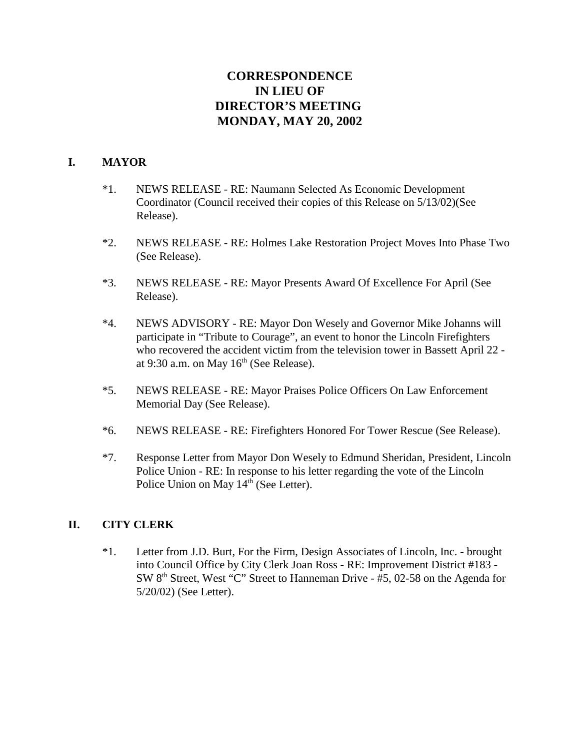# CORRESPONDENCE
# IN LIEU OF
# DIRECTOR'S MEETING
# MONDAY, MAY 20, 2002

## I. MAYOR

*1. NEWS RELEASE - RE: Naumann Selected As Economic Development Coordinator (Council received their copies of this Release on 5/13/02)(See Release).

*2. NEWS RELEASE - RE: Holmes Lake Restoration Project Moves Into Phase Two (See Release).

*3. NEWS RELEASE - RE: Mayor Presents Award Of Excellence For April (See Release).

*4. NEWS ADVISORY - RE: Mayor Don Wesely and Governor Mike Johanns will participate in "Tribute to Courage", an event to honor the Lincoln Firefighters who recovered the accident victim from the television tower in Bassett April 22 - at 9:30 a.m. on May 16th (See Release).

*5. NEWS RELEASE - RE: Mayor Praises Police Officers On Law Enforcement Memorial Day (See Release).

*6. NEWS RELEASE - RE: Firefighters Honored For Tower Rescue (See Release).

*7. Response Letter from Mayor Don Wesely to Edmund Sheridan, President, Lincoln Police Union - RE: In response to his letter regarding the vote of the Lincoln Police Union on May 14th (See Letter).

## II. CITY CLERK

*1. Letter from J.D. Burt, For the Firm, Design Associates of Lincoln, Inc. - brought into Council Office by City Clerk Joan Ross - RE: Improvement District #183 - SW 8th Street, West "C" Street to Hanneman Drive - #5, 02-58 on the Agenda for 5/20/02) (See Letter).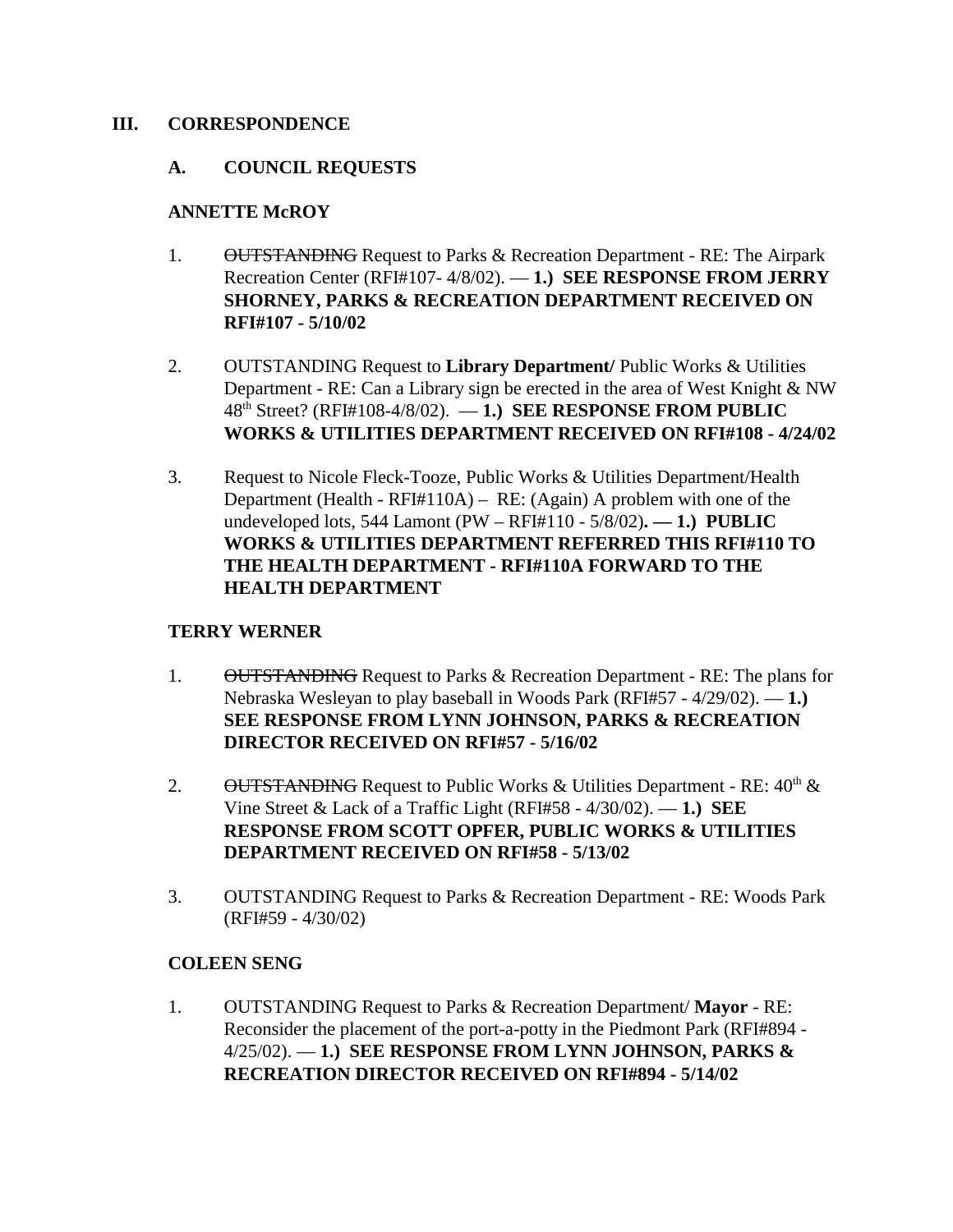## III. CORRESPONDENCE

### A. COUNCIL REQUESTS

**ANNETTE McROY**

1. ~~OUTSTANDING~~ Request to Parks & Recreation Department - RE: The Airpark Recreation Center (RFI#107- 4/8/02). — **1.) SEE RESPONSE FROM JERRY SHORNEY, PARKS & RECREATION DEPARTMENT RECEIVED ON RFI#107 - 5/10/02**

2. OUTSTANDING Request to **Library Department/** Public Works & Utilities Department - RE: Can a Library sign be erected in the area of West Knight & NW 48th Street? (RFI#108-4/8/02). — **1.) SEE RESPONSE FROM PUBLIC WORKS & UTILITIES DEPARTMENT RECEIVED ON RFI#108 - 4/24/02**

3. Request to Nicole Fleck-Tooze, Public Works & Utilities Department/Health Department (Health - RFI#110A) – RE: (Again) A problem with one of the undeveloped lots, 544 Lamont (PW – RFI#110 - 5/8/02)**. — 1.) PUBLIC WORKS & UTILITIES DEPARTMENT REFERRED THIS RFI#110 TO THE HEALTH DEPARTMENT - RFI#110A FORWARD TO THE HEALTH DEPARTMENT**

**TERRY WERNER**

1. ~~OUTSTANDING~~ Request to Parks & Recreation Department - RE: The plans for Nebraska Wesleyan to play baseball in Woods Park (RFI#57 - 4/29/02). — **1.) SEE RESPONSE FROM LYNN JOHNSON, PARKS & RECREATION DIRECTOR RECEIVED ON RFI#57 - 5/16/02**

2. ~~OUTSTANDING~~ Request to Public Works & Utilities Department - RE: 40th & Vine Street & Lack of a Traffic Light (RFI#58 - 4/30/02). — **1.) SEE RESPONSE FROM SCOTT OPFER, PUBLIC WORKS & UTILITIES DEPARTMENT RECEIVED ON RFI#58 - 5/13/02**

3. OUTSTANDING Request to Parks & Recreation Department - RE: Woods Park (RFI#59 - 4/30/02)

**COLEEN SENG**

1. OUTSTANDING Request to Parks & Recreation Department/ **Mayor** - RE: Reconsider the placement of the port-a-potty in the Piedmont Park (RFI#894 - 4/25/02). — **1.) SEE RESPONSE FROM LYNN JOHNSON, PARKS & RECREATION DIRECTOR RECEIVED ON RFI#894 - 5/14/02**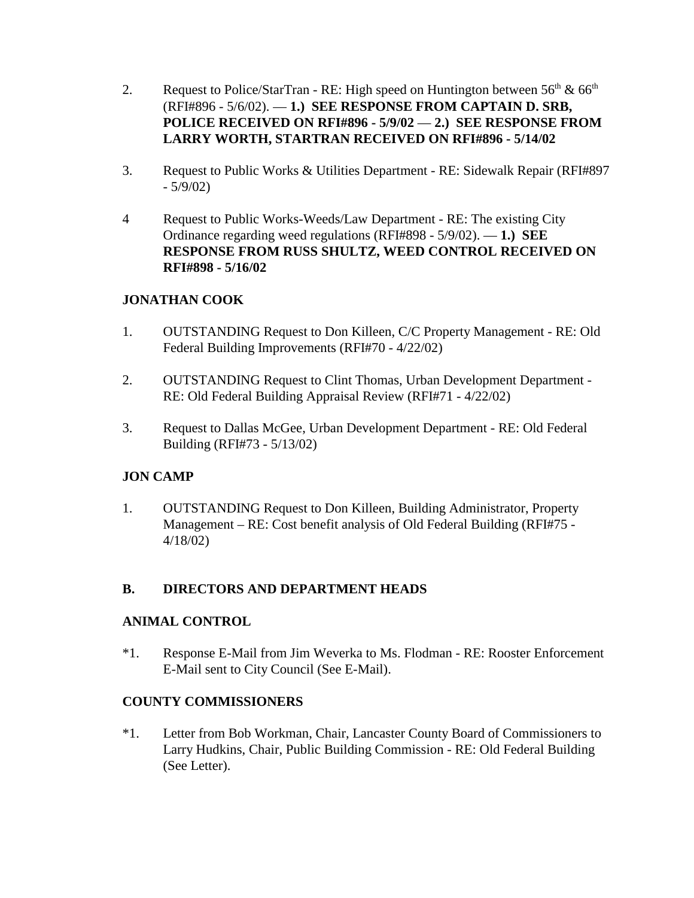2. Request to Police/StarTran - RE: High speed on Huntington between 56$^{th}$ & 66$^{th}$ (RFI#896 - 5/6/02). — **1.) SEE RESPONSE FROM CAPTAIN D. SRB, POLICE RECEIVED ON RFI#896 - 5/9/02** — **2.) SEE RESPONSE FROM LARRY WORTH, STARTRAN RECEIVED ON RFI#896 - 5/14/02**

3. Request to Public Works & Utilities Department - RE: Sidewalk Repair (RFI#897 - 5/9/02)

4 Request to Public Works-Weeds/Law Department - RE: The existing City Ordinance regarding weed regulations (RFI#898 - 5/9/02). — **1.) SEE RESPONSE FROM RUSS SHULTZ, WEED CONTROL RECEIVED ON RFI#898 - 5/16/02**

**JONATHAN COOK**

1. OUTSTANDING Request to Don Killeen, C/C Property Management - RE: Old Federal Building Improvements (RFI#70 - 4/22/02)

2. OUTSTANDING Request to Clint Thomas, Urban Development Department - RE: Old Federal Building Appraisal Review (RFI#71 - 4/22/02)

3. Request to Dallas McGee, Urban Development Department - RE: Old Federal Building (RFI#73 - 5/13/02)

**JON CAMP**

1. OUTSTANDING Request to Don Killeen, Building Administrator, Property Management – RE: Cost benefit analysis of Old Federal Building (RFI#75 - 4/18/02)

**B. DIRECTORS AND DEPARTMENT HEADS**

**ANIMAL CONTROL**

*1. Response E-Mail from Jim Weverka to Ms. Flodman - RE: Rooster Enforcement E-Mail sent to City Council (See E-Mail).

**COUNTY COMMISSIONERS**

*1. Letter from Bob Workman, Chair, Lancaster County Board of Commissioners to Larry Hudkins, Chair, Public Building Commission - RE: Old Federal Building (See Letter).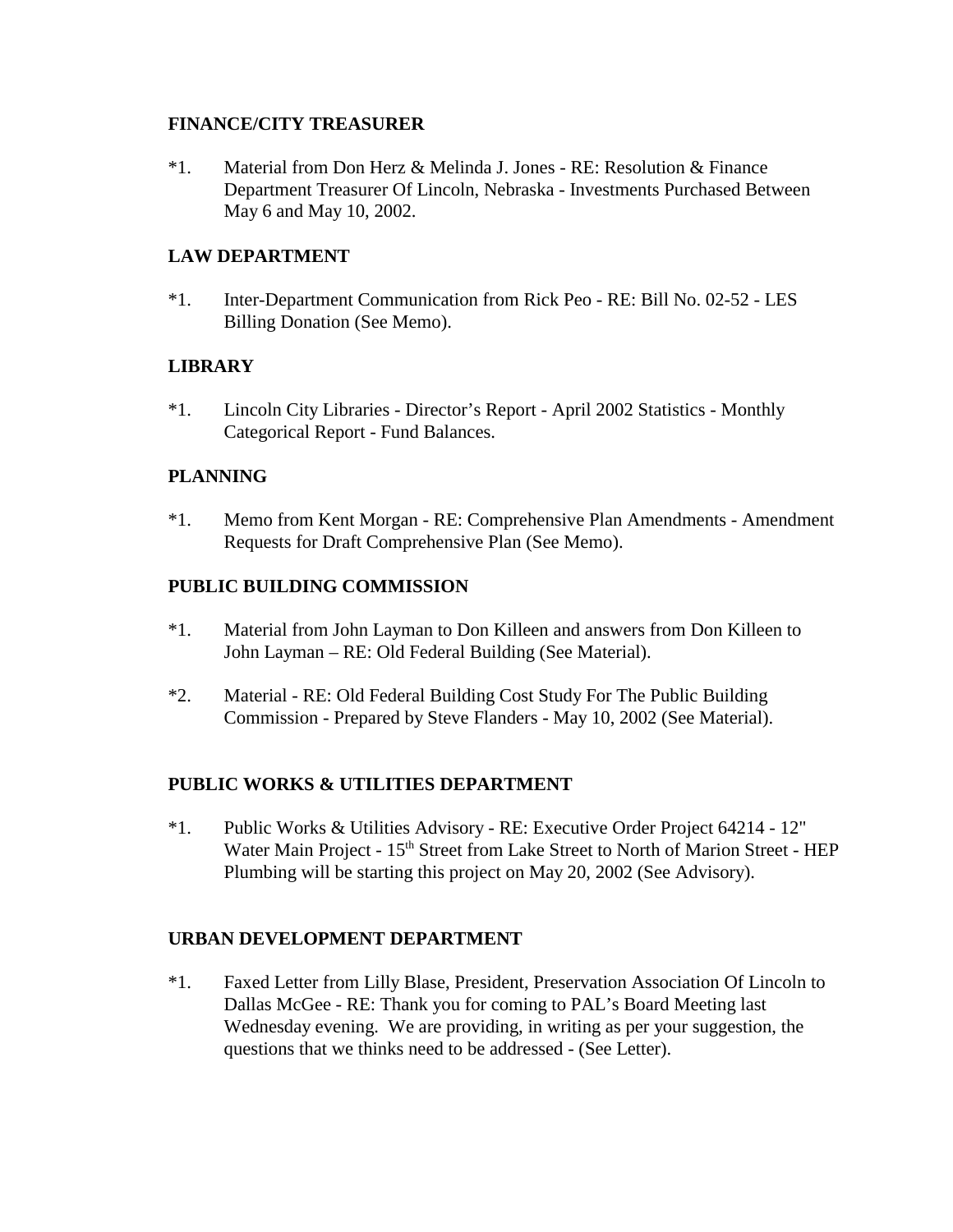## FINANCE/CITY TREASURER

*1. Material from Don Herz & Melinda J. Jones - RE: Resolution & Finance Department Treasurer Of Lincoln, Nebraska - Investments Purchased Between May 6 and May 10, 2002.

## LAW DEPARTMENT

*1. Inter-Department Communication from Rick Peo - RE: Bill No. 02-52 - LES Billing Donation (See Memo).

## LIBRARY

*1. Lincoln City Libraries - Director's Report - April 2002 Statistics - Monthly Categorical Report - Fund Balances.

## PLANNING

*1. Memo from Kent Morgan - RE: Comprehensive Plan Amendments - Amendment Requests for Draft Comprehensive Plan (See Memo).

## PUBLIC BUILDING COMMISSION

*1. Material from John Layman to Don Killeen and answers from Don Killeen to John Layman – RE: Old Federal Building (See Material).

*2. Material - RE: Old Federal Building Cost Study For The Public Building Commission - Prepared by Steve Flanders - May 10, 2002 (See Material).

## PUBLIC WORKS & UTILITIES DEPARTMENT

*1. Public Works & Utilities Advisory - RE: Executive Order Project 64214 - 12" Water Main Project - 15th Street from Lake Street to North of Marion Street - HEP Plumbing will be starting this project on May 20, 2002 (See Advisory).

## URBAN DEVELOPMENT DEPARTMENT

*1. Faxed Letter from Lilly Blase, President, Preservation Association Of Lincoln to Dallas McGee - RE: Thank you for coming to PAL's Board Meeting last Wednesday evening. We are providing, in writing as per your suggestion, the questions that we thinks need to be addressed - (See Letter).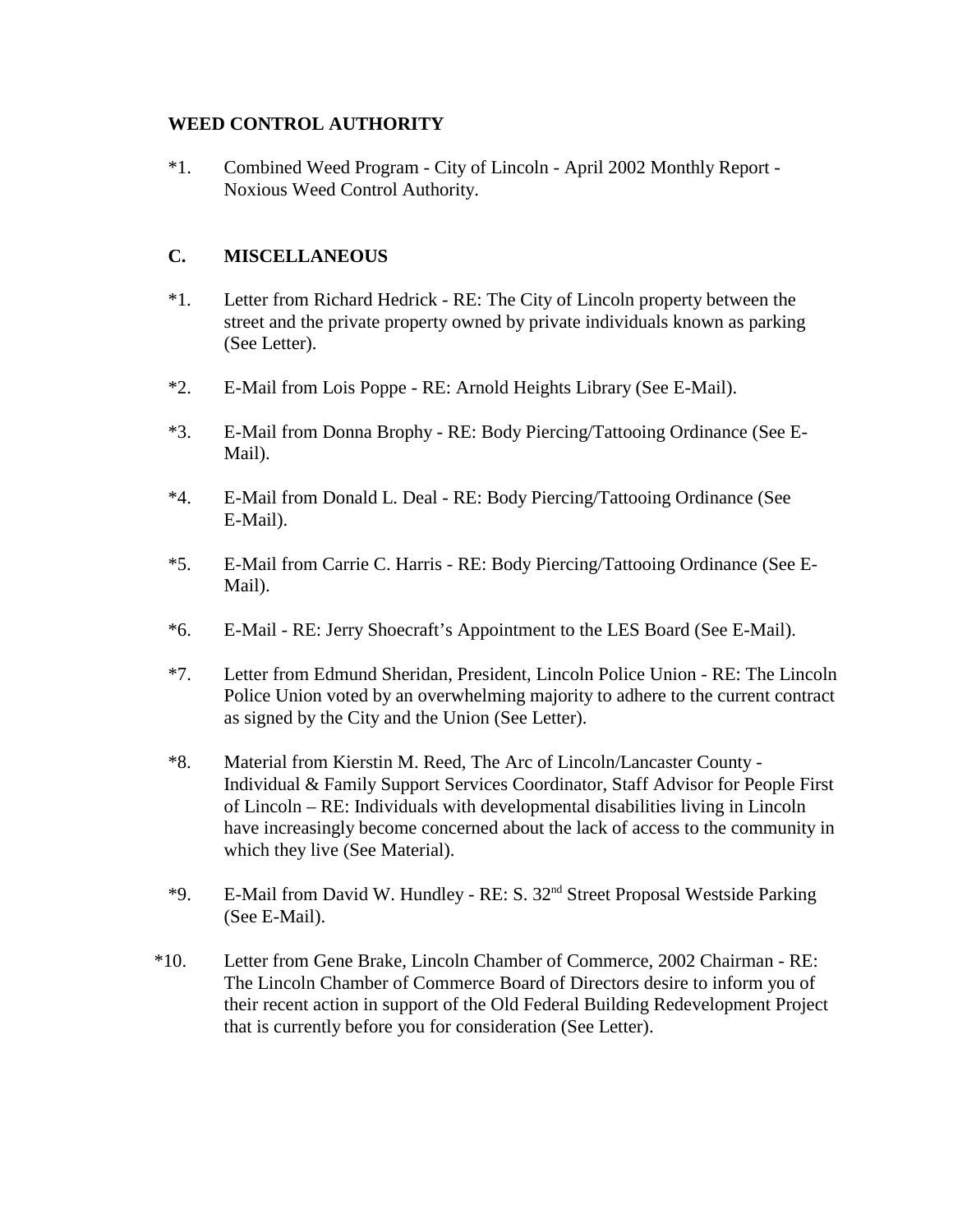**WEED CONTROL AUTHORITY**

*1. Combined Weed Program - City of Lincoln - April 2002 Monthly Report - Noxious Weed Control Authority.

**C. MISCELLANEOUS**

*1. Letter from Richard Hedrick - RE: The City of Lincoln property between the street and the private property owned by private individuals known as parking (See Letter).

*2. E-Mail from Lois Poppe - RE: Arnold Heights Library (See E-Mail).

*3. E-Mail from Donna Brophy - RE: Body Piercing/Tattooing Ordinance (See E-Mail).

*4. E-Mail from Donald L. Deal - RE: Body Piercing/Tattooing Ordinance (See E-Mail).

*5. E-Mail from Carrie C. Harris - RE: Body Piercing/Tattooing Ordinance (See E-Mail).

*6. E-Mail - RE: Jerry Shoecraft's Appointment to the LES Board (See E-Mail).

*7. Letter from Edmund Sheridan, President, Lincoln Police Union - RE: The Lincoln Police Union voted by an overwhelming majority to adhere to the current contract as signed by the City and the Union (See Letter).

*8. Material from Kierstin M. Reed, The Arc of Lincoln/Lancaster County - Individual & Family Support Services Coordinator, Staff Advisor for People First of Lincoln – RE: Individuals with developmental disabilities living in Lincoln have increasingly become concerned about the lack of access to the community in which they live (See Material).

*9. E-Mail from David W. Hundley - RE: S. 32nd Street Proposal Westside Parking (See E-Mail).

*10. Letter from Gene Brake, Lincoln Chamber of Commerce, 2002 Chairman - RE: The Lincoln Chamber of Commerce Board of Directors desire to inform you of their recent action in support of the Old Federal Building Redevelopment Project that is currently before you for consideration (See Letter).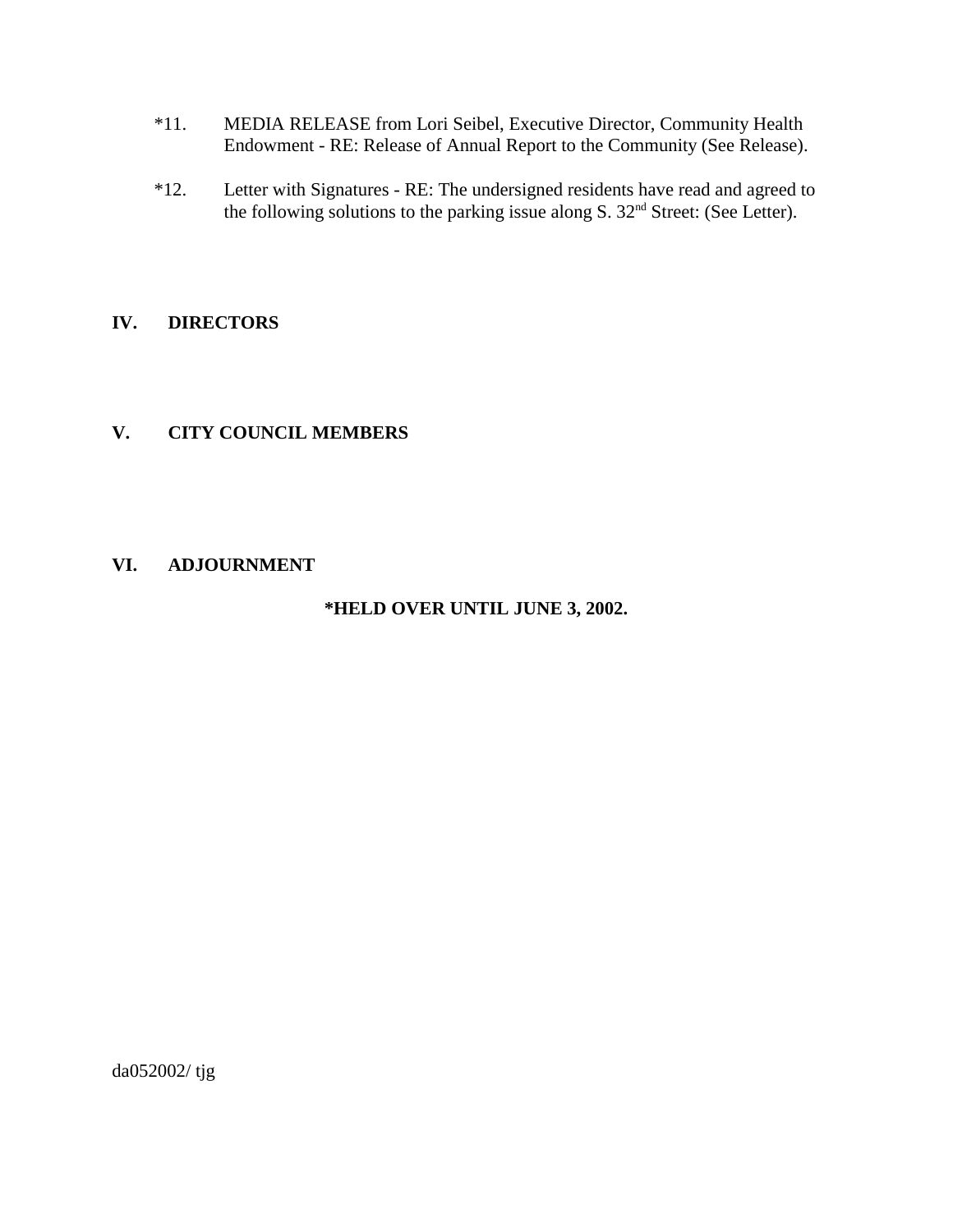*11. MEDIA RELEASE from Lori Seibel, Executive Director, Community Health Endowment - RE: Release of Annual Report to the Community (See Release).

*12. Letter with Signatures - RE: The undersigned residents have read and agreed to the following solutions to the parking issue along S. 32nd Street: (See Letter).

## IV. DIRECTORS

## V. CITY COUNCIL MEMBERS

## VI. ADJOURNMENT

**\*HELD OVER UNTIL JUNE 3, 2002.**

da052002/ tjg